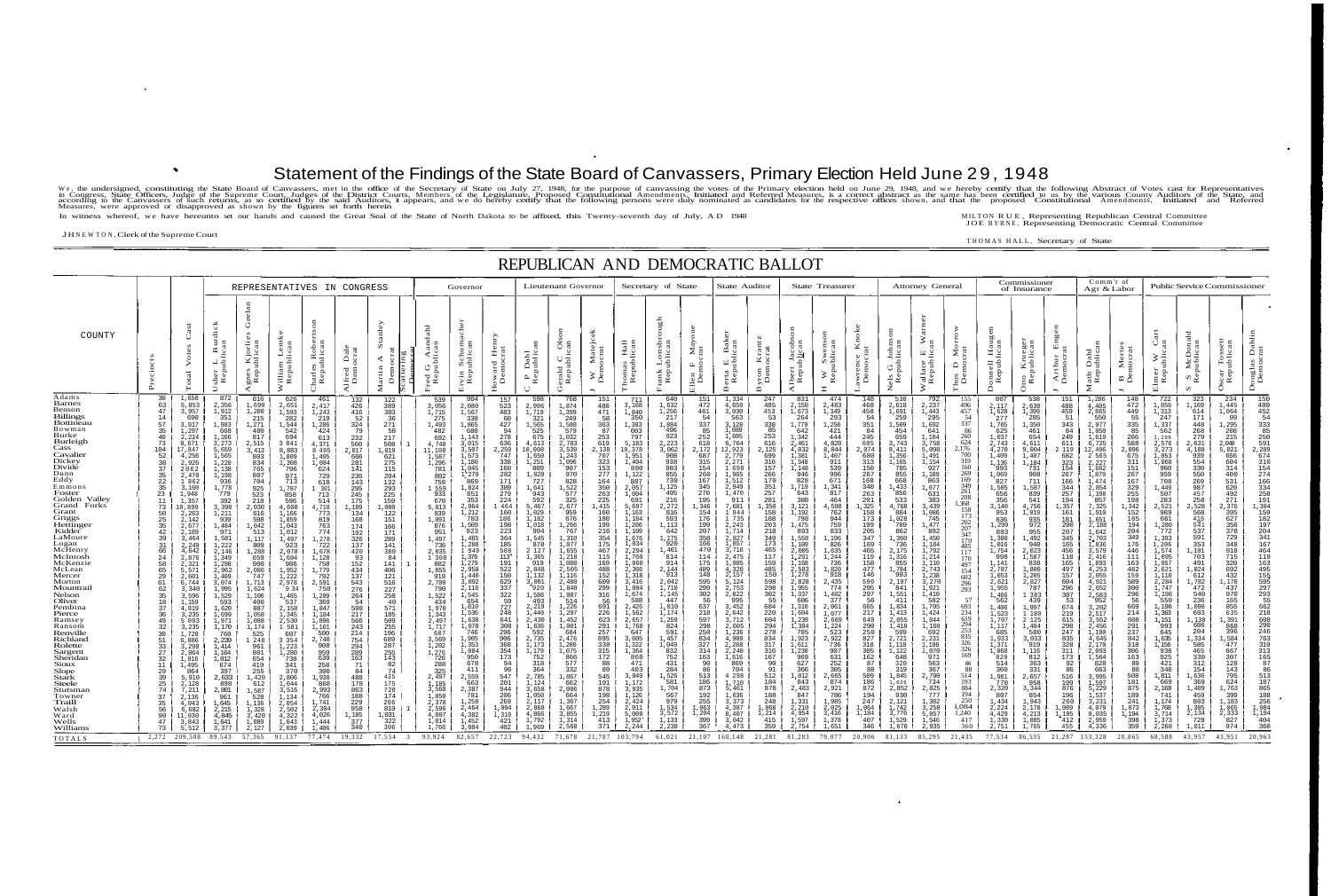# Statement of the Findings of the State Board of Canvassers, Primary Election Held June 29, 1948

We, the undersigned, constituting the State Board of Canvassers, met in the office of the Secretary of State on July 27, 1948, for the purpose of canvassing the votes of the Primary election held on June 29, 1948, and we hereby certify that the following Abstract of Votes cast for Representatives in Congress, State Officers, Judge of the Supreme Court, Judges of the District Courts, Members of the Legislature, Proposed Constitutional Amendments, Initiated and Referred Measures, is a correct abstract as the same has been certified to us by the various County Auditors of the State, and according to the Canvassers of such returns, as so certified by the said Auditors, it appears, and we do hereby certify that the following persons were duly nominated as candidates for the respective offices stated, and that the proposed Constitutional Amendments, Initiated and Referred Measures, were approved or disapproved as shown by the figures set forth herein.

In witness whereof, we have hereunto set our hands and caused the Great Seal of the State of North Dakota to be affixed, this Twenty-seventh day of July, A D 1948

MILTON RUE, Representing Republican Central Committee
JOE BYRNE, Representing Democratic Central Committee

J H NEWTON, Clerk of the Supreme Court

THOMAS HALL, Secretary of State

## REPUBLICAN AND DEMOCRATIC BALLOT

| COUNTY | Precincts | Total Votes Cast | REPRESENTATIVES IN CONGRESS | | | | | | | Governor | | | Lieutenant Governor | | | Secretary of State | | | State Auditor | | State Treasurer | | | Attorney General | | | Commissioner of Insurance | | | Comm'r of Agr & Labor | | Public Service Commissioner | | | |
|---|---|---|---|---|---|---|---|---|---|---|---|---|---|---|---|---|---|---|---|---|---|---|---|---|---|---|---|---|---|---|---|---|---|---|
| | | | Usher L. Burdick Republican | Agnes Kjorlie Geelan Republican | William Lemke Republican | Charles Robertson Republican | Alfred Dale Democrat | Martin A. Stanley Democrat | Scattering Democrat | Fred G. Aandahl Republican | Erwin Schumacher Republican | Howard Henry Democrat | C. P. Dahl Republican | Gerald C. Olson Republican | W. Matejcek Democrat | Thomas Hall Republican | Frank Lonsbrough Republican | Ellen F. Mayoue Democrat | Berta E. Baker Republican | Byron Kramz Democrat | Albert Jacobson Republican | H. W. Swenson Republican | Lawrence Kroske Democrat | Nels G. Johnson Republican | Wallace E. Warner Republican | Thos D. Morrow Democrat | Donnell Haugen Republican | Otto Krueger Republican | Arthur Engen Democrat | Math Dahl Republican | B. Meries Democrat | Elmer W. Cart Republican | S. McDonald Republican | Oscar Tossett Republican | Douglas Dahlin Democrat |
| Adams | 30 | 1,650 | 872 | 616 | 626 | 461 | 132 | 122 | | 539 | 984 | 157 | 598 | 768 | 151 | 711 | 640 | 151 | 1,334 | 247 | 831 | 474 | 148 | 538 | 792 | 155 | 807 | 538 | 151 | 1,286 | 148 | 722 | 323 | 234 | 150 |
| Barnes | 63 | 5,853 | 2,356 | 1,698 | 2,651 | 2,417 | 426 | 389 | | 3,056 | 2,080 | 523 | 2,996 | 1,874 | 480 | 3,168 | 1,632 | 472 | 4,659 | 485 | 2,150 | 2,483 | 468 | 2,618 | 2,237 | 496 | 2,117 | 2,630 | 488 | 4,495 | 472 | 1,856 | 1,169 | 1,445 | 480 |
| Benson | 47 | 3,957 | 1,912 | 1,200 | 1,593 | 1,243 | 416 | 383 | | 1,715 | 1,567 | 483 | 1,719 | 1,399 | 471 | 1,840 | 1,256 | 461 | 3,030 | 453 | 1,673 | 1,349 | 458 | 1,691 | 1,443 | 457 | 1,628 | 1,399 | 459 | 2,865 | 449 | 1,313 | 614 | 1,064 | 452 |
| Billings | 14 | 690 | 351 | 215 | 282 | 219 | 52 | 36 | | 275 | 330 | 60 | 321 | 249 | 58 | 350 | 217 | 54 | 563 | 53 | 264 | 293 | 54 | 259 | 295 | 54 | 277 | 285 | 51 | 550 | 55 | 247 | 171 | 99 | 54 |
| Bottineau | 57 | 3,917 | 1,983 | 1,271 | 1,544 | 1,286 | 324 | 271 | | 1,493 | 1,865 | 427 | 1,565 | 1,588 | 363 | 1,383 | 1,884 | 338 | 3,128 | 338 | 1,779 | 1,256 | 351 | 1,589 | 1,692 | 337 | 1,765 | 1,350 | 343 | 2,977 | 335 | 1,337 | 448 | 1,295 | 333 |
| Bowman | 35 | 1,297 | 668 | 480 | 542 | 424 | 79 | 58 | | 482 | 680 | 94 | 525 | 579 | 87 | 603 | 496 | 85 | 1,089 | 85 | 642 | 421 | 84 | 454 | 641 | 86 | 625 | 461 | 84 | 1,050 | 85 | 562 | 268 | 208 | 85 |
| Burke | 40 | 2,214 | 1,166 | 817 | 694 | 613 | 232 | 217 | | 602 | 1,143 | 278 | 675 | 1,032 | 253 | 797 | 923 | 252 | 1,695 | 253 | 1,342 | 444 | 245 | 659 | 1,104 | 260 | 1,037 | 654 | 240 | 1,619 | 266 | 1,204 | 279 | 215 | 250 |
| Burleigh | 73 | 8,671 | 3,273 | 2,515 | 3,844 | 4,371 | 560 | 508 | | 4,748 | 3,015 | 636 | 4,613 | 2,793 | 619 | 5,183 | 2,223 | 618 | 6,764 | 616 | 2,461 | 4,820 | 605 | 3,743 | 3,758 | 624 | 2,743 | 4,270 | 611 | 6,725 | 588 | 2,576 | 2,631 | 2,040 | 591 |
| Cass | 104 | 17,847 | 5,659 | 3,413 | 8,883 | 8,495 | 2,017 | 1,819 | | 11,108 | 3,597 | 2,259 | 10,008 | 3,539 | 2,138 | 10,378 | 3,962 | 2,172 | 12,923 | 2,125 | 4,832 | 8,044 | 2,074 | 8,411 | 5,098 | 2,176 | 4,870 | 9,004 | 2,119 | 12,406 | 2,096 | 3,273 | 4,180 | 5,821 | 2,209 |
| Cavalier | 52 | 4,256 | 1,565 | 803 | 1,889 | 1,495 | 666 | 621 | | 1,587 | 1,573 | 747 | 1,650 | 1,243 | 707 | 1,951 | 908 | 687 | 2,779 | 699 | 1,381 | 1,407 | 680 | 1,356 | 1,491 | 700 | 1,409 | 1,487 | 682 | 2,565 | 675 | 1,853 | 939 | 656 | 674 |
| Dickey | 35 | 2,926 | 1,228 | 834 | 1,308 | 1,084 | 281 | 275 | | 1,296 | 1,180 | 338 | 1,251 | 1,096 | 323 | 1,404 | 938 | 315 | 2,271 | 316 | 1,348 | 911 | 313 | 1,165 | 1,154 | 323 | 1,136 | 1,184 | 323 | 2,227 | 311 | 1,068 | 554 | 604 | 318 |
| Divide | 26 | 2,062 | 1,138 | 765 | 796 | 624 | 141 | 115 | | 781 | 1,045 | 160 | 809 | 907 | 153 | 890 | 803 | 154 | 1,698 | 157 | 1,148 | 539 | 150 | 785 | 927 | 154 | 993 | 731 | 154 | 1,662 | 151 | 960 | 330 | 314 | 154 |
| Dunn | 35 | 2,470 | 1,198 | 807 | 971 | 729 | 236 | 204 | | 802 | 1,279 | 282 | 1,028 | 970 | 277 | 1,122 | 855 | 266 | 1,965 | 266 | 946 | 996 | 267 | 855 | 1,189 | 269 | 1,069 | 908 | 267 | 1,879 | 267 | 959 | 550 | 400 | 274 |
| Eddy | 22 | 1,862 | 936 | 704 | 713 | 618 | 143 | 132 | | 759 | 869 | 171 | 727 | 828 | 164 | 807 | 730 | 167 | 1,512 | 170 | 828 | 671 | 168 | 668 | 863 | 166 | 827 | 711 | 166 | 1,474 | 167 | 708 | 269 | 531 | 166 |
| Emmons | 35 | 3,160 | 1,778 | 925 | 1,787 | 1,301 | 295 | 293 | | 1,559 | 1,824 | 389 | 1,641 | 1,522 | 350 | 2,057 | 1,125 | 345 | 2,949 | 351 | 1,719 | 1,341 | 340 | 1,433 | 1,677 | 349 | 1,505 | 1,587 | 344 | 2,854 | 329 | 1,449 | 987 | 620 | 334 |
| Foster | 23 | 1,948 | 779 | 523 | 856 | 713 | 245 | 225 | | 933 | 651 | 279 | 943 | 577 | 263 | 1,004 | 495 | 270 | 1,470 | 257 | 643 | 817 | 263 | 856 | 631 | 261 | 656 | 839 | 257 | 1,398 | 255 | 507 | 457 | 492 | 258 |
| Golden Valley | 11 | 1,357 | 392 | 218 | 596 | 514 | 175 | 159 | | 353 | 353 | 224 | 592 | 325 | 225 | 691 | 216 | 197 | 911 | 201 | 380 | 464 | 208 | 533 | 383 | 208 | 356 | 541 | 194 | 857 | 108 | 283 | 258 | 271 | 191 |
| Grand Forks | 73 | 10,899 | 3,398 | 2,030 | 4,600 | 4,718 | 1,189 | 1,008 | | 5,813 | 2,964 | 1,464 | 5,467 | 2,677 | 1,415 | 5,697 | 2,272 | 1,346 | 7,681 | 1,350 | 3,121 | 4,598 | 1,325 | 4,708 | 3,439 | 1,368 | 3,140 | 4,756 | 1,357 | 7,325 | 1,342 | 2,521 | 2,528 | 2,376 | 1,384 |
| Grant | 50 | 2,263 | 1,211 | 616 | 1,166 | 773 | 134 | 122 | | 839 | 1,212 | 160 | 1,029 | 959 | 160 | 1,163 | 816 | 154 | 1,944 | 158 | 1,192 | 762 | 158 | 884 | 1,086 | 158 | 953 | 1,010 | 161 | 1,910 | 152 | 989 | 568 | 395 | 150 |
| Griggs | 25 | 2,142 | 939 | 598 | 1,059 | 810 | 168 | 151 | | 1,091 | 783 | 186 | 1,182 | 676 | 180 | 1,184 | 593 | 176 | 1,735 | 168 | 700 | 944 | 173 | 1,028 | 745 | 173 | 836 | 935 | 181 | 1,651 | 165 | 661 | 416 | 627 | 182 |
| Hettinger | 35 | 2,077 | 1,484 | 1,042 | 1,043 | 763 | 174 | 166 | | 876 | 1,500 | 198 | 1,018 | 1,266 | 199 | 1,206 | 1,113 | 199 | 2,243 | 203 | 1,475 | 750 | 199 | 789 | 1,477 | 202 | 1,299 | 972 | 200 | 2,188 | 194 | 1,280 | 541 | 356 | 197 |
| Kidder | 42 | 2,189 | 971 | 513 | 1,012 | 774 | 192 | 171 | | 951 | 923 | 223 | 994 | 767 | 216 | 1,109 | 642 | 218 | 1,714 | 218 | 893 | 833 | 205 | 862 | 892 | 207 | 803 | 955 | 207 | 1,642 | 204 | 772 | 537 | 376 | 204 |
| LaMoure | 39 | 3,464 | 1,581 | 1,117 | 1,497 | 1,278 | 326 | 289 | | 1,497 | 1,485 | 364 | 1,545 | 1,310 | 354 | 1,676 | 1,175 | 350 | 2,827 | 349 | 1,558 | 1,196 | 347 | 1,369 | 1,450 | 347 | 1,380 | 1,492 | 345 | 2,703 | 349 | 1,393 | 591 | 729 | 341 |
| Logan | 31 | 2,249 | 1,222 | 809 | 923 | 722 | 137 | 141 | | 736 | 1,288 | 185 | 878 | 1,077 | 175 | 1,134 | 920 | 166 | 1,857 | 173 | 1,169 | 826 | 169 | 736 | 1,184 | 170 | 1,016 | 940 | 165 | 1,836 | 176 | 1,206 | 353 | 348 | 167 |
| McHenry | 66 | 4,642 | 2,146 | 1,288 | 2,078 | 1,678 | 427 | 380 | | 2,127 | 1,949 | 508 | 2,294 | 1,655 | 467 | 2,294 | 1,461 | 470 | 3,716 | 465 | 2,175 | 1,635 | 465 | 2,175 | 1,184 | 477 | 1,754 | 2,023 | 456 | 3,579 | 446 | 1,574 | 1,101 | 918 | 464 |
| McIntosh | 24 | 2,876 | 1,349 | 659 | 1,604 | 1,128 | 93 | 84 | | 1,308 | 1,376 | 117 | 1,365 | 1,218 | 115 | 1,760 | 814 | 114 | 2,475 | 117 | 1,291 | 1,244 | 119 | 1,316 | 1,214 | 117 | 998 | 1,587 | 118 | 2,416 | 111 | 1,095 | 703 | 715 | 119 |
| McKenzie | 58 | 2,321 | 1,298 | 900 | 986 | 758 | 152 | 141 | | 882 | 1,279 | 191 | 919 | 1,088 | 169 | 1,060 | 914 | 175 | 1,985 | 159 | 1,168 | 736 | 158 | 855 | 1,110 | 170 | 1,141 | 838 | 165 | 1,893 | 163 | 1,057 | 491 | 320 | 163 |
| McLean | 65 | 5,571 | 2,962 | 2,086 | 1,952 | 1,779 | 434 | 406 | | 1,855 | 2,958 | 522 | 2,048 | 2,505 | 488 | 2,306 | 2,144 | 489 | 4,002 | 485 | 2,583 | 1,820 | 477 | 1,784 | 2,743 | 497 | 2,787 | 1,800 | 482 | 4,253 | 482 | 2,621 | 1,824 | 692 | 495 |
| Mercer | 20 | 2,601 | 1,489 | 747 | 1,222 | 792 | 137 | 121 | | 919 | 1,448 | 150 | 1,132 | 1,116 | 152 | 1,318 | 913 | 148 | 2,157 | 150 | 1,278 | 918 | 146 | 993 | 1,238 | 157 | 1,053 | 1,205 | 159 | 2,055 | 150 | 1,118 | 612 | 432 | 151 |
| Morton | 61 | 6,744 | 3,074 | 1,713 | 2,978 | 2,591 | 543 | 516 | | 2,798 | 3,092 | 629 | 2,940 | 2,408 | 609 | 3,416 | 1,980 | 595 | 5,124 | 598 | 2,828 | 2,435 | 590 | 2,197 | 2,827 | 602 | 2,621 | 2,827 | 604 | 4,921 | 589 | 2,284 | 1,782 | 1,176 | 595 |
| Mountrail | 62 | 3,340 | 1,995 | 1,624 | 934 | 759 | 276 | 227 | | 790 | 2,116 | 337 | 920 | 1,848 | 299 | 1,004 | 1,710 | 289 | 2,753 | 290 | 1,955 | 778 | 295 | 841 | 1,921 | 296 | 1,955 | 780 | 296 | 2,652 | 300 | 1,747 | 472 | 437 | 297 |
| Nelson | 35 | 3,506 | 1,529 | 1,106 | 1,405 | 1,289 | 264 | 250 | | 1,522 | 1,545 | 322 | 1,586 | 1,307 | 316 | 1,674 | 1,145 | 302 | 2,822 | 302 | 1,337 | 1,482 | 297 | 1,551 | 1,410 | 293 | 1,466 | 1,383 | 293 | 2,583 | 296 | 1,198 | 540 | 970 | 293 |
| Oliver | 18 | 1,159 | 593 | 400 | 537 | 369 | 54 | 40 | | 434 | 654 | 59 | 493 | 514 | 56 | 588 | 447 | 56 | 995 | 55 | 606 | 377 | 56 | 411 | 580 | 57 | 562 | 439 | 53 | 952 | 56 | 550 | 236 | 225 | 55 |
| Pembina | 37 | 4,819 | 1,620 | 887 | 2,158 | 1,847 | 598 | 571 | | 1,970 | 1,810 | 727 | 2,171 | 1,226 | 691 | 2,426 | 1,010 | 637 | 3,452 | 684 | 1,310 | 2,061 | 665 | 1,834 | 1,705 | 693 | 2,141 | 1,997 | 674 | 3,202 | 669 | 1,190 | 1,098 | 855 | 662 |
| Pierce | 36 | 3,235 | 1,699 | 1,058 | 1,345 | 1,184 | 217 | 185 | | 1,343 | 1,536 | 248 | 1,440 | 1,297 | 226 | 1,562 | 1,174 | 218 | 2,658 | 220 | 1,604 | 1,077 | 217 | 1,413 | 1,424 | 234 | 1,523 | 1,180 | 219 | 2,517 | 214 | 1,303 | 603 | 635 | 218 |
| Ramsey | 49 | 5,003 | 1,971 | 1,088 | 2,530 | 1,896 | 566 | 509 | | 2,497 | 1,638 | 641 | 2,430 | 1,452 | 623 | 2,667 | 1,259 | 597 | 3,712 | 604 | 1,239 | 2,669 | 648 | 2,055 | 1,844 | 619 | 1,707 | 2,125 | 615 | 3,552 | 608 | 1,151 | 1,139 | 1,391 | 608 |
| Ransom | 32 | 3,235 | 1,170 | 1,174 | 1,581 | 1,161 | 243 | 255 | | 1,717 | 1,078 | 308 | 1,636 | 1,091 | 291 | 1,768 | 824 | 298 | 2,605 | 294 | 1,304 | 1,224 | 290 | 1,410 | 1,484 | 294 | 1,117 | 1,484 | 298 | 2,456 | 291 | 993 | 606 | 868 | 290 |
| Renville | 30 | 1,728 | 769 | 525 | 607 | 500 | 214 | 196 | | 607 | 746 | 296 | 592 | 684 | 257 | 647 | 591 | 250 | 1,236 | 278 | 705 | 523 | 250 | 599 | 692 | 253 | 685 | 580 | 247 | 1,198 | 237 | 645 | 396 | 246 | 243 |
| Richland | 51 | 6,886 | 2,230 | 1,248 | 3,354 | 2,748 | 754 | 689 | | 3,569 | 1,905 | 906 | 3,275 | 2,476 | 895 | 3,605 | 1,457 | 834 | 4,989 | 834 | 1,923 | 2,922 | 827 | 2,721 | 2,231 | 835 | 1,933 | 3,033 | 835 | 4,645 | 842 | 1,635 | 1,334 | 1,584 | 763 |
| Rolette | 33 | 3,298 | 1,414 | 961 | 1,223 | 908 | 294 | 287 | | 1,202 | 1,353 | 368 | 1,376 | 1,200 | 330 | 1,322 | 1,049 | 327 | 2,288 | 317 | 1,611 | 736 | 318 | 1,118 | 1,196 | 326 | 1,371 | 919 | 328 | 2,178 | 318 | 1,156 | 585 | 627 | 319 |
| Sargent | 27 | 2,864 | 1,164 | 801 | 1,280 | 959 | 255 | 255 | | 1,276 | 1,084 | 356 | 1,173 | 1,075 | 315 | 1,364 | 832 | 334 | 2,240 | 316 | 1,230 | 1,070 | 305 | 1,122 | 1,253 | 326 | 1,068 | 1,116 | 311 | 2,093 | 310 | 930 | 465 | 667 | 313 |
| Sheridan | 32 | 1,916 | 1,012 | 654 | 730 | 639 | 163 | 143 | | 726 | 950 | 173 | 752 | 866 | 172 | 860 | 752 | 163 | 1,616 | 167 | 969 | 631 | 162 | 648 | 971 | 167 | 829 | 812 | 173 | 1,564 | 163 | 925 | 421 | 128 | 165 |
| Sioux | 11 | 1,495 | 674 | 419 | 341 | 258 | 71 | 82 | | 288 | 678 | 94 | 318 | 577 | 88 | 471 | 431 | 90 | 869 | 90 | 627 | 252 | 87 | 320 | 563 | 86 | 514 | 363 | 92 | 828 | 86 | 421 | 312 | 154 | 87 |
| Slope | 29 | 864 | 397 | 255 | 370 | 208 | 74 | 74 | | 325 | 411 | 96 | 364 | 332 | 89 | 403 | 284 | 86 | 704 | 91 | 366 | 305 | 88 | 319 | 367 | 88 | 360 | 331 | 86 | 663 | 85 | 348 | 154 | 143 | 86 |
| Stark | 39 | 5,910 | 2,633 | 1,420 | 2,806 | 1,938 | 478 | 435 | | 2,497 | 2,559 | 567 | 2,785 | 1,867 | 545 | 3,049 | 1,526 | 513 | 4,298 | 512 | 1,812 | 2,665 | 509 | 1,845 | 2,657 | 516 | 1,981 | 3,045 | 516 | 3,995 | 508 | 1,811 | 1,636 | 1,795 | 513 |
| Steele | 25 | 2,122 | 898 | 612 | 1,004 | 868 | 178 | 178 | | 1,185 | 663 | 201 | 1,124 | 662 | 191 | 1,172 | 581 | 186 | 1,710 | 184 | 843 | 874 | 186 | 1,024 | 730 | 189 | 770 | 958 | 199 | 1,597 | 185 | 669 | 369 | 624 | 187 |
| Stutsman | 74 | 7,211 | 2,801 | 1,587 | 3,516 | 2,993 | 863 | 728 | | 3,560 | 2,387 | 944 | 3,658 | 2,086 | 878 | 3,935 | 1,704 | 873 | 5,188 | 874 | 2,483 | 2,921 | 872 | 2,852 | 2,825 | 877 | 2,320 | 3,344 | 876 | 5,229 | 875 | 2,168 | 1,489 | 1,763 | 865 |
| Towner | 37 | 2,136 | 961 | 528 | 1,134 | 766 | 188 | 174 | | 1,050 | 781 | 206 | 1,050 | 664 | 198 | 1,126 | 567 | 192 | 1,636 | 188 | 847 | 786 | 194 | 930 | 777 | 194 | 807 | 854 | 196 | 1,537 | 188 | 741 | 459 | 399 | 188 |
| Traill | 35 | 4,043 | 1,645 | 1,136 | 2,054 | 1,741 | 229 | 206 | | 2,378 | 1,258 | 269 | 2,377 | 1,367 | 254 | 2,424 | 979 | 255 | 3,373 | 247 | 1,331 | 1,985 | 248 | 2,121 | 1,302 | 250 | 1,434 | 1,943 | 269 | 3,231 | 241 | 1,174 | 1,183 | 1,256 | 256 |
| Walsh | 56 | 6,682 | 2,215 | 1,328 | 2,502 | 2,394 | 958 | 819 | | 2,586 | 2,464 | 1,094 | 2,868 | 1,667 | 1,089 | 2,911 | 1,534 | 1,063 | 4,387 | 1,068 | 2,210 | 2,925 | 1,064 | 1,742 | 3,258 | 1,084 | 2,224 | 2,178 | 1,089 | 4,879 | 1,073 | 1,708 | 1,385 | 1,084 | 1,074 |
| Ward | 90 | 11,030 | 4,845 | 3,420 | 4,322 | 4,026 | 1,185 | 1,031 | | 4,807 | 4,382 | 1,310 | 4,866 | 3,855 | 1,219 | 5,000 | 3,572 | 1,204 | 8,407 | 1,214 | 4,954 | 3,416 | 1,184 | 3,776 | 5,057 | 1,240 | 4,429 | 4,213 | 1,195 | 8,035 | 1,194 | 3,734 | 2,134 | 1,333 | 1,194 |
| Wells | 47 | 3,843 | 1,641 | 1,089 | 1,643 | 1,444 | 377 | 322 | | 1,814 | 1,452 | 421 | 1,792 | 1,314 | 413 | 1,952 | 1,133 | 399 | 3,042 | 415 | 1,597 | 1,378 | 407 | 1,529 | 1,546 | 417 | 1,330 | 1,885 | 412 | 2,959 | 398 | 1,373 | 728 | 827 | 404 |
| Williams | 73 | 5,512 | 3,377 | 2,127 | 2,039 | 1,486 | 348 | 306 | | 1,766 | 3,084 | 402 | 1,969 | 2,568 | 371 | 2,244 | 2,238 | 367 | 4,473 | 369 | 2,754 | 1,651 | 346 | 1,670 | 2,935 | 360 | 2,751 | 1,765 | 359 | 4,336 | 359 | 2,268 | 1,011 | 974 | 360 |
| TOTALS | 2,272 | 209,508 | 89,543 | 57,365 | 91,137 | 77,474 | 19,332 | 17,554 | 3 | 93,924 | 82,657 | 22,723 | 94,432 | 71,678 | 21,787 | 103,794 | 61,021 | 21,107 | 160,148 | 21,281 | 81,283 | 79,077 | 20,906 | 81,133 | 85,295 | 21,435 | 77,534 | 86,535 | 21,287 | 153,328 | 20,865 | 68,588 | 43,957 | 43,951 | 20,963 |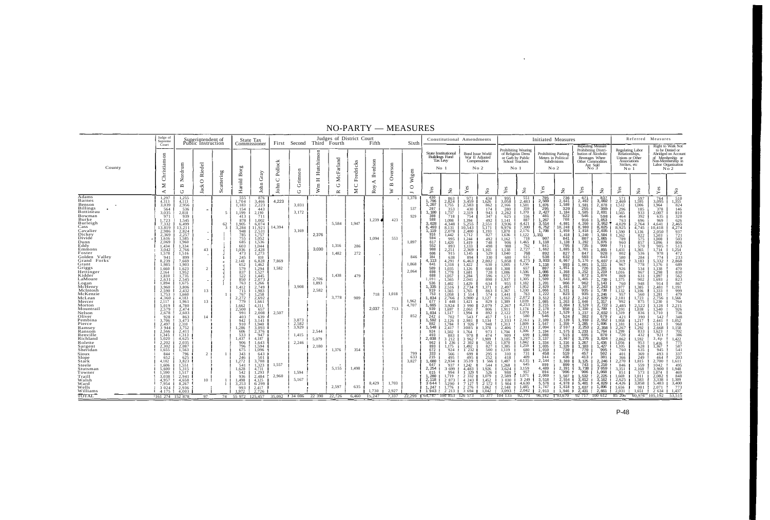# NO-PARTY — MEASURES

| County | Judge of Supreme Court | Superintendent of Public Instruction | | | State Tax Commissioner | | Judges of District Court: First | Second | Third | Fourth | | Fifth | | Sixth | Constitutional Amendments: State Institutional Buildings Fund Tax Levy No 1 | | Bond Issue World War II Adjusted Compensation No 2 | | Initiated Measures: Prohibiting Wearing of Religious Dress or Garb by Public School Teachers No 1 | | Prohibiting Parking Meters in Political Subdivisions No 2 | | Repealing Measure Prohibiting Distribution of Alcoholic Beverages Where Other Commodities Are Sold No 3 | | Referred Measures: Regulating Labor Relationships, Unions or Other Associations Strikes, etc No 1 | | Right to Work Not to be Denied or Abridged on Account of Membership or Non-Membership in Labor Organization No 2 | |
|---|---|---|---|---|---|---|---|---|---|---|---|---|---|---|---|---|---|---|---|---|---|---|---|---|---|---|---|---|
| | A M Christianson | G B Nordrum | Jack O Riedel | Scattering | Harold Borg | John Gray | John C Pollock | G Grimson | Wm H Hutchinson | R G McFarland | M C Fredricks | Roy A Ilvedson | W B Overson | J O Wigen | Yes | No | Yes | No | Yes | No | Yes | No | Yes | No | Yes | No | Yes | No |
| Adams | 1,297 | 1,255 | | | 555 | 876 | | | | | | | | 1,378 | 430 | 863 | 971 | 434 | 995 | 551 | 705 | 736 | 671 | 837 | 571 | 597 | 764 | 510 |
| Barnes | 4,313 | 4,111 | | | 1,704 | 3,466 | 4,223 | | | | | | | | 1,796 | 2,824 | 3,459 | 1,626 | 3,058 | 2,483 | 2,569 | 2,641 | 2,492 | 3,082 | 2,469 | 1,595 | 3,095 | 1,355 |
| Benson | 3,039 | 2,956 | | | 1,183 | 2,223 | | 3,031 | | | | | | | 1,207 | 1,755 | 2,583 | 862 | 2,166 | 1,501 | 1,876 | 1,500 | 1,501 | 2,078 | 1,512 | 1,006 | 1,964 | 824 |
| Billings | 564 | 536 | | | 154 | 443 | | | | | | | | 537 | 297 | 353 | 430 | 174 | 280 | 359 | 295 | 320 | 255 | 300 | 296 | 185 | 378 | 146 |
| Bottineau | 3,035 | 2,818 | | 5 | 1,199 | 2,190 | | 3,172 | | | | | | | 1,180 | 1,737 | 2,319 | 943 | 2,262 | 1,370 | 2,427 | 1,184 | 1,585 | 2,031 | 1,565 | 933 | 2,007 | 810 |
| Bowman | 971 | 939 | | | 413 | 711 | | | | | | | | 929 | 388 | 718 | 754 | 347 | 625 | 556 | 481 | 622 | 546 | 598 | 464 | 392 | 615 | 320 |
| Burke | 1,723 | 1,545 | | | 878 | 1,002 | | | | | | 1,239 | 423 | | 588 | 1,098 | 1,394 | 492 | 1,141 | 887 | 1,267 | 788 | 916 | 1,053 | 763 | 696 | 969 | 626 |
| Burleigh | 7,332 | 6,499 | | 62 | 1,905 | 6,074 | | | | 5,584 | 1,947 | | | | 3,028 | 4,348 | 5,255 | 2,551 | 3,936 | 4,421 | 3,514 | 4,881 | 4,260 | 3,952 | 4,029 | 2,764 | 4,641 | 2,465 |
| Cass | 13,819 | 13,211 | | 3 | 3,284 | 11,921 | 14,394 | | | | | | | | 6,493 | 8,131 | 10,543 | 5,171 | 9,976 | 7,300 | 6,752 | 10,248 | 8,980 | 8,025 | 8,925 | 4,745 | 10,418 | 4,274 |
| Cavalier | 2,986 | 2,824 | | | 948 | 2,531 | | 3,169 | | | | | | | 1,119 | 2,078 | 2,400 | 1,193 | 1,870 | 2,176 | 1,708 | 1,959 | 1,818 | 2,035 | 1,590 | 1,136 | 2,050 | 937 |
| Dickey | 2,369 | 2,257 | | | 785 | 1,757 | | | 2,376 | | | | | | 916 | 1,442 | 1,712 | 827 | 1,636 | 1,122 | 1,153 | 1,418 | 1,240 | 1,504 | 1,162 | 822 | 1,503 | 721 |
| Divide | 1,616 | 1,585 | | | 755 | 1,052 | | | | | | 1,094 | 553 | | 594 | 995 | 1,244 | 472 | 1,162 | 718 | 907 | 841 | 807 | 1,065 | 789 | 575 | 1,008 | 503 |
| Dunn | 2,069 | 2,960 | | | 685 | 1,536 | | | | | | | | 1,897 | 617 | 1,420 | 1,419 | 748 | 906 | 1,465 | 1,118 | 1,138 | 1,282 | 1,076 | 960 | 857 | 1,096 | 806 |
| Eddy | 1,434 | 1,334 | | | 603 | 1,044 | | | | 1,316 | 286 | | | | 552 | 893 | 1,133 | 498 | 988 | 762 | 841 | 795 | 735 | 999 | 711 | 570 | 905 | 513 |
| Emmons | 3,042 | 2,766 | 43 | | 1,036 | 2,428 | | | 3,030 | | | | | | 988 | 2,251 | 2,369 | 1,165 | 1,138 | 2,727 | 1,662 | 1,885 | 1,701 | 1,855 | 1,431 | 1,365 | 1,714 | 1,254 |
| Foster | 1,578 | 1,516 | | | 473 | 1,273 | | | | 1,482 | 272 | | | | 606 | 915 | 1,145 | 529 | 1,040 | 768 | 892 | 827 | 847 | 928 | 802 | 536 | 978 | 472 |
| Golden Valley | 941 | 899 | | | 245 | 810 | | | | | | | | 846 | 384 | 638 | 894 | 330 | 680 | 615 | 538 | 632 | 593 | 643 | 580 | 284 | 774 | 233 |
| Grand Forks | 8,239 | 7,669 | | | 2,148 | 6,828 | 7,869 | | | | | | | | 4,113 | 4,291 | 6,463 | 2,802 | 5,858 | 4,275 | 3,933 | 6,867 | 5,176 | 5,037 | 4,319 | 3,183 | 5,332 | 2,868 |
| Grant | 1,985 | 1,903 | | | 652 | 1,462 | | | | | | | | 1,868 | 641 | 1,318 | 1,422 | 630 | 1,005 | 1,156 | 1,118 | 993 | 1,001 | 1,111 | 967 | 778 | 1,176 | 689 |
| Griggs | 1,660 | 1,623 | 2 | | 579 | 1,294 | 1,582 | | | | | | | | 589 | 1,035 | 1,126 | 668 | 1,308 | 657 | 807 | 1,051 | 726 | 1,281 | 926 | 534 | 1,138 | 470 |
| Hettinger | 2,164 | 1,952 | | | 837 | 1,527 | | | | | | | | 2,064 | 698 | 1,778 | 1,681 | 728 | 1,086 | 1,506 | 1,086 | 1,368 | 1,252 | 1,219 | 1,016 | 967 | 1,298 | 830 |
| Kidder | 1,810 | 1,735 | | | 522 | 1,445 | | | | 1,438 | 479 | | | | 688 | 1,057 | 1,284 | 596 | 1,172 | 799 | 1,060 | 892 | 872 | 1,074 | 869 | 631 | 1,097 | 562 |
| LaMoure | 2,631 | 2,545 | | | 850 | 2,073 | | | 2,706 | | | | | | 1,091 | 1,565 | 2,041 | 898 | 1,937 | 1,305 | 1,509 | 1,543 | 1,465 | 1,730 | 1,375 | 902 | 1,693 | 823 |
| Logan | 1,894 | 1,675 | | | 763 | 1,266 | | | 1,893 | | | | | | 536 | 1,402 | 1,429 | 634 | 955 | 1,182 | 1,201 | 966 | 962 | 1,143 | 760 | 948 | 914 | 867 |
| McHenry | 3,960 | 3,806 | | | 1,412 | 2,749 | | 3,908 | | | | | | | 1,335 | 2,516 | 2,734 | 1,371 | 2,497 | 1,952 | 2,829 | 1,491 | 2,107 | 2,243 | 1,977 | 1,385 | 2,481 | 1,191 |
| McIntosh | 2,590 | 2,432 | 13 | | 715 | 1,983 | | | 2,582 | | | | | | 919 | 1,565 | 1,765 | 863 | 1,367 | 1,330 | 1,066 | 1,531 | 935 | 1,738 | 1,132 | 1,106 | 1,333 | 999 |
| McKenzie | 1,753 | 1,660 | | 1 | 767 | 1,258 | | | | | | 718 | 1,018 | | 753 | 1,058 | 1,514 | 574 | 1,441 | 763 | 1,222 | 823 | 957 | 1,246 | 957 | 560 | 1,281 | 479 |
| McLean | 4,360 | 4,183 | | | 2,272 | 2,692 | | | | 3,778 | 989 | | | | 1,834 | 2,766 | 3,900 | 1,127 | 3,165 | 2,072 | 3,512 | 1,612 | 2,242 | 2,929 | 2,181 | 1,723 | 2,756 | 1,566 |
| Mercer | 2,117 | 1,961 | 13 | | 779 | 1,661 | | | | | | | | 1,962 | 677 | 1,448 | 1,421 | 829 | 1,389 | 1,039 | 1,085 | 1,263 | 1,048 | 1,317 | 992 | 875 | 1,230 | 764 |
| Morton | 5,019 | 4,780 | | | 1,662 | 4,311 | | | | | | | | 4,707 | 1,665 | 3,924 | 3,990 | 2,079 | 2,267 | 4,253 | 3,215 | 3,084 | 3,529 | 2,722 | 2,485 | 2,522 | 3,128 | 2,215 |
| Mountrail | 2,579 | 2,474 | | | 2,500 | 657 | | | | | | 2,037 | 713 | | 939 | 1,697 | 2,061 | 806 | 1,911 | 1,174 | 2,178 | 858 | 1,330 | 1,709 | 1,191 | 1,038 | 1,540 | 926 |
| Nelson | 2,678 | 2,603 | | | 991 | 2,008 | 2,507 | | | | | | | | 1,834 | 1,517 | 1,994 | 892 | 2,122 | 1,070 | 1,514 | 1,529 | 1,237 | 2,032 | 1,319 | 836 | 1,710 | 736 |
| Oliver | 928 | 863 | 14 | | 403 | 639 | | | | | | | | 852 | 242 | 702 | 543 | 457 | 511 | 580 | 546 | 524 | 382 | 679 | 421 | 390 | 542 | 348 |
| Pembina | 3,706 | 3,473 | | | 942 | 3,141 | | 3,873 | | | | | | | 1,582 | 2,126 | 2,981 | 1,134 | 2,333 | 2,161 | 2,109 | 2,139 | 1,910 | 2,552 | 1,958 | 1,217 | 2,441 | 1,052 |
| Pierce | 2,497 | 2,310 | | | 910 | 1,940 | | 2,582 | | | | | | | 882 | 1,784 | 1,926 | 948 | 1,313 | 1,809 | 1,547 | 1,359 | 1,205 | 1,696 | 1,181 | 1,141 | 1,511 | 960 |
| Ramsey | 3,944 | 3,752 | | | 1,286 | 3,093 | | 3,929 | | | | | | | 1,548 | 2,417 | 3,085 | 1,378 | 2,406 | 2,311 | 2,094 | 2,597 | 2,253 | 2,358 | 2,267 | 1,292 | 2,668 | 1,158 |
| Ransom | 2,566 | 2,411 | | | 606 | 2,376 | | | 2,544 | | | | | | 924 | 1,502 | 1,764 | 973 | 1,704 | 1,306 | 1,194 | 1,575 | 1,233 | 1,764 | 1,299 | 833 | 1,623 | 702 |
| Renville | 1,345 | 1,312 | | | 533 | 947 | | 1,415 | | | | | | | 493 | 883 | 978 | 474 | 909 | 699 | 1,088 | 515 | 695 | 870 | 720 | 432 | | 386 |
| Richland | 5,020 | 4,625 | | | 1,437 | 4,187 | | | 5,079 | | | | | | 2,038 | 3,212 | 3,962 | 1,909 | 3,185 | 3,297 | 3,137 | 2,967 | 3,276 | 3,024 | 2,862 | 1,592 | 3,4p | 1,422 |
| Rolette | 2,202 | 2,035 | | | 906 | 1,643 | | 2,246 | | | | | | | 962 | 1,236 | 2,302 | 582 | 1,070 | 1,842 | 1,334 | 1,316 | 1,267 | 1,436 | 1,056 | 953 | 1,416 | 775 |
| Sargent | 2,302 | 2,087 | | | 796 | 1,594 | | | 2,180 | | | | | | 893 | 1,175 | 1,492 | 827 | 1,385 | 1,259 | 1,035 | 1,329 | 1,183 | 1,427 | 1,105 | 628 | 1,367 | 587 |
| Sheridan | 1,655 | 1,563 | | | 675 | 1,096 | | | | 1,376 | 354 | | | | 672 | 924 | 1,232 | 500 | 1,119 | 608 | 1,010 | 730 | 770 | 995 | 760 | 635 | 945 | 541 |
| Sioux | 844 | 796 | 2 | 1 | 343 | 643 | | | | | | | | 799 | 333 | 566 | 699 | 295 | 310 | 731 | 458 | 519 | 457 | 502 | 401 | 369 | 493 | 337 |
| Slope | 652 | 625 | | | 246 | 501 | | | | | | | | 633 | 215 | 495 | 495 | 252 | 418 | 409 | 344 | 436 | 413 | 381 | 366 | 249 | 464 | 203 |
| Stark | 4,102 | 3,823 | | | 1,272 | 3,708 | | | | | | | | 3,827 | 1,680 | 2,934 | 3,539 | 1,566 | 1,487 | 4,135 | 2,144 | 3,369 | 3,125 | 2,246 | 2,270 | 1,815 | 2,700 | 1,611 |
| Steele | 1,606 | 1,551 | | | 541 | 1,323 | 1,557 | | | | | | | | 647 | 937 | 1,242 | 544 | 1,268 | 645 | 899 | 899 | 743 | 1,210 | 846 | 559 | 1,042 | 495 |
| Stutsman | 5,600 | 5,315 | | | 1,628 | 4,731 | | | | 5,155 | 1,498 | | | | 2,254 | 3,699 | 4,483 | 1,926 | 3,624 | 3,159 | 4,489 | 2,391 | 3,738 | 3,059 | 3,351 | 2,168 | 3,900 | 1,948 |
| Towner | 1,590 | 1,517 | | | 542 | 1,293 | | 1,594 | | | | | | | 615 | 994 | 1,329 | 526 | 988 | 597 | 894 | 996 | 906 | 1,068 | 851 | 573 | 1,074 | 469 |
| Traill | 3,038 | 2,941 | | | 936 | 2,484 | 2,960 | | | | | | | | 1,280 | 1,719 | 2,332 | 1,079 | 2,589 | 1,071 | 2,069 | 1,507 | 1,532 | 2,225 | 1,669 | 1,011 | 2,082 | 848 |
| Walsh | 4,957 | 4,658 | 10 | 1 | 1,498 | 4,125 | | 5,167 | | | | | | | 2,118 | 2,873 | 4,243 | 1,452 | 3,030 | 3,249 | 3,518 | 2,554 | 3,012 | 3,182 | 2,625 | 1,583 | 3,338 | 1,309 |
| Ward | 7,954 | 8,267 | | 1 | 3,253 | 6,299 | | | | | | 8,429 | 1,703 | | 3,644 | 5,290 | 7,127 | 2,572 | 5,904 | 4,630 | 5,576 | 4,978 | 5,481 | 4,829 | 4,426 | 3,858 | 5,483 | 3,400 |
| Wells | 3,024 | 2,936 | | | 993 | 2,417 | | | | 2,597 | 635 | | | | 1,247 | 1,776 | 2,276 | 1,062 | 2,148 | 1,485 | 1,747 | 1,618 | 1,637 | 1,896 | 1,656 | 981 | 2,071 | 773 |
| Williams | 4,175 | 4,003 | | | 1,972 | 2,726 | | | | | | 1,730 | 2,927 | | 1,943 | 2,213 | 3,694 | 1,042 | 3,093 | 2,042 | 2,913 | 1,946 | 2,431 | 2,061 | 2,031 | 1,651 | 2,634 | 1,437 |
| TOTAL | 161,274 | 152,878 | 97 | 74 | 55,972 | 125,457 | 35,092 | 34,086 | 22,390 | 22,726 | 6,460 | 15,247 | 7,337 | 22,299 | 64,747 | 100,853 | 126,573 | 55,377 | 104,133 | 92,771 | 96,192 | 93,670 | 92,777 | 100,612 | 85,206 | 60,976 | 105,192 | 53,515 |